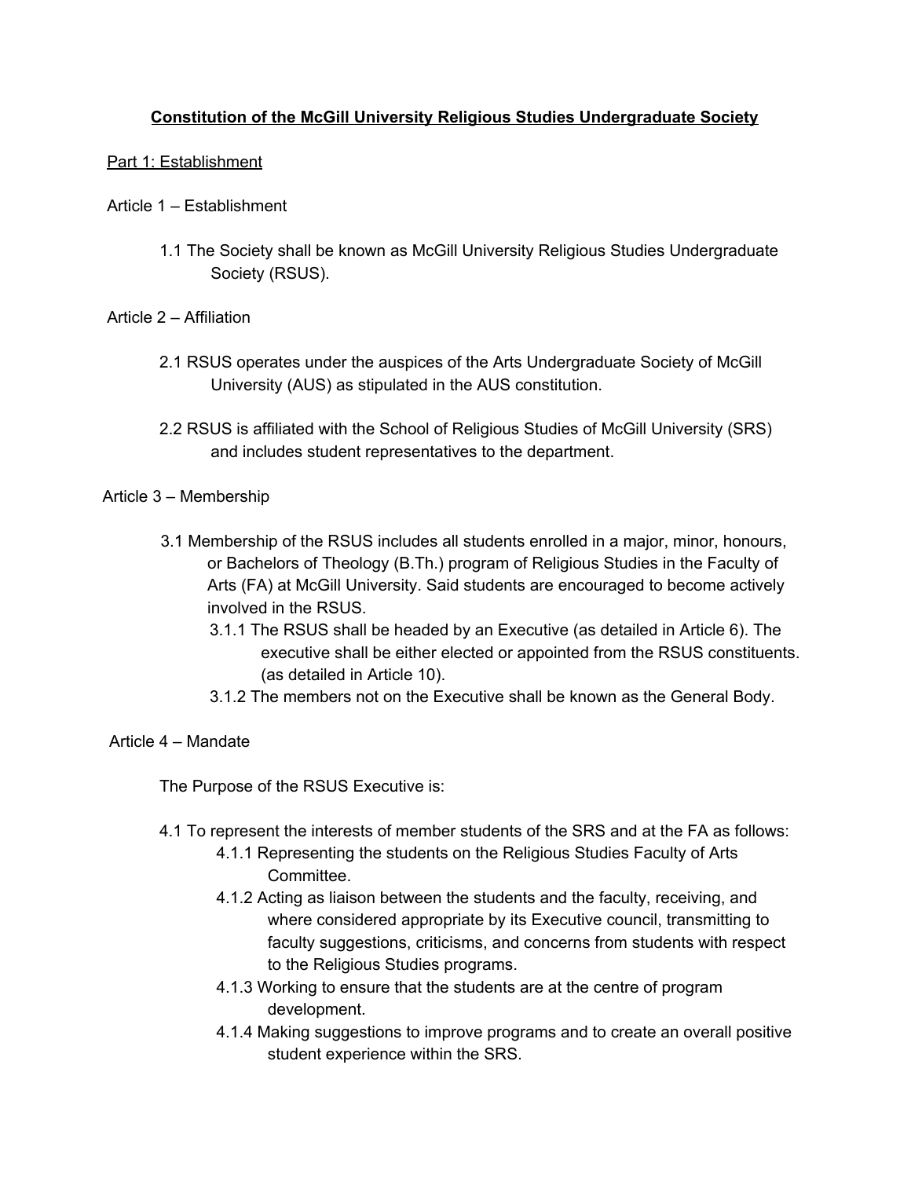# Constitution of the McGill University Religious Studies Undergraduate Society

## Part 1: Establishment

### Article 1 – Establishment

1.1 The Society shall be known as McGill University Religious Studies Undergraduate Society (RSUS).

### Article 2 – Affiliation

2.1 RSUS operates under the auspices of the Arts Undergraduate Society of McGill University (AUS) as stipulated in the AUS constitution.

2.2 RSUS is affiliated with the School of Religious Studies of McGill University (SRS) and includes student representatives to the department.

### Article 3 – Membership

3.1 Membership of the RSUS includes all students enrolled in a major, minor, honours, or Bachelors of Theology (B.Th.) program of Religious Studies in the Faculty of Arts (FA) at McGill University. Said students are encouraged to become actively involved in the RSUS.

- 3.1.1 The RSUS shall be headed by an Executive (as detailed in Article 6). The executive shall be either elected or appointed from the RSUS constituents. (as detailed in Article 10).
- 3.1.2 The members not on the Executive shall be known as the General Body.

### Article 4 – Mandate

The Purpose of the RSUS Executive is:

4.1 To represent the interests of member students of the SRS and at the FA as follows:

- 4.1.1 Representing the students on the Religious Studies Faculty of Arts Committee.
- 4.1.2 Acting as liaison between the students and the faculty, receiving, and where considered appropriate by its Executive council, transmitting to faculty suggestions, criticisms, and concerns from students with respect to the Religious Studies programs.
- 4.1.3 Working to ensure that the students are at the centre of program development.
- 4.1.4 Making suggestions to improve programs and to create an overall positive student experience within the SRS.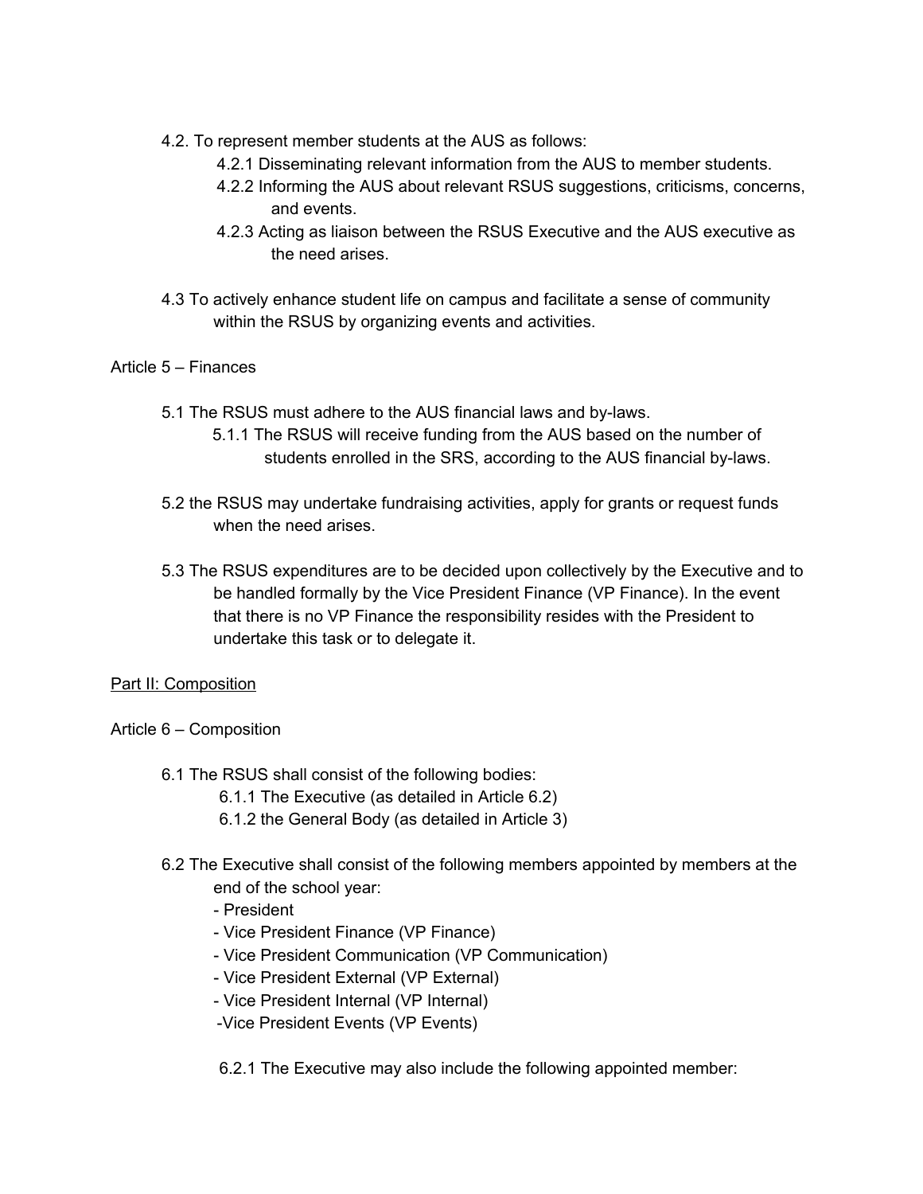- 4.2. To represent member students at the AUS as follows:
  - 4.2.1 Disseminating relevant information from the AUS to member students.
  - 4.2.2 Informing the AUS about relevant RSUS suggestions, criticisms, concerns, and events.
  - 4.2.3 Acting as liaison between the RSUS Executive and the AUS executive as the need arises.

- 4.3 To actively enhance student life on campus and facilitate a sense of community within the RSUS by organizing events and activities.

Article 5 – Finances

- 5.1 The RSUS must adhere to the AUS financial laws and by-laws.
  - 5.1.1 The RSUS will receive funding from the AUS based on the number of students enrolled in the SRS, according to the AUS financial by-laws.

- 5.2 the RSUS may undertake fundraising activities, apply for grants or request funds when the need arises.

- 5.3 The RSUS expenditures are to be decided upon collectively by the Executive and to be handled formally by the Vice President Finance (VP Finance). In the event that there is no VP Finance the responsibility resides with the President to undertake this task or to delegate it.

<u>Part II: Composition</u>

Article 6 – Composition

- 6.1 The RSUS shall consist of the following bodies:
  - 6.1.1 The Executive (as detailed in Article 6.2)
  - 6.1.2 the General Body (as detailed in Article 3)

- 6.2 The Executive shall consist of the following members appointed by members at the end of the school year:
  - President
  - Vice President Finance (VP Finance)
  - Vice President Communication (VP Communication)
  - Vice President External (VP External)
  - Vice President Internal (VP Internal)
  - Vice President Events (VP Events)

  6.2.1 The Executive may also include the following appointed member: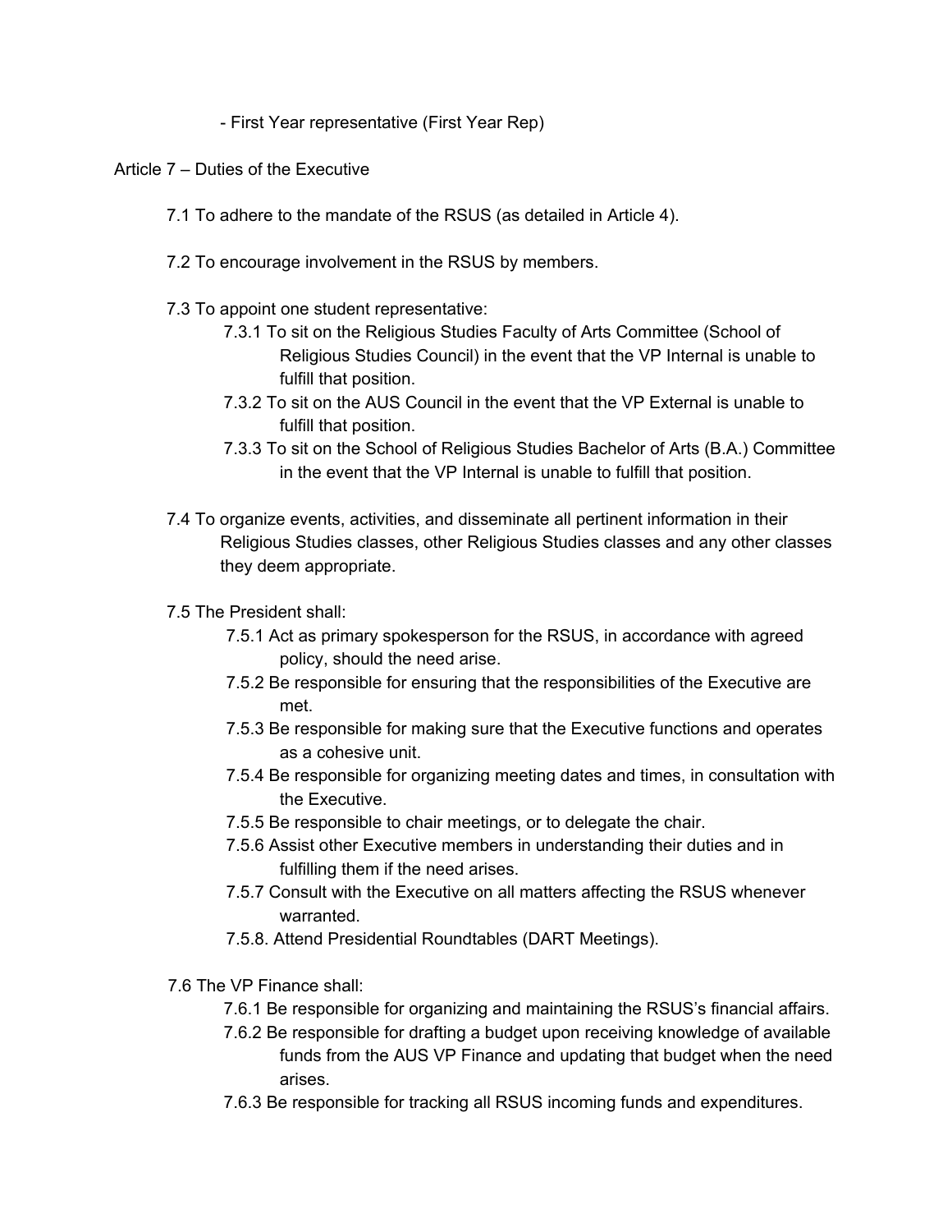- First Year representative (First Year Rep)

## Article 7 – Duties of the Executive

7.1 To adhere to the mandate of the RSUS (as detailed in Article 4).

7.2 To encourage involvement in the RSUS by members.

7.3 To appoint one student representative:

- 7.3.1 To sit on the Religious Studies Faculty of Arts Committee (School of Religious Studies Council) in the event that the VP Internal is unable to fulfill that position.
- 7.3.2 To sit on the AUS Council in the event that the VP External is unable to fulfill that position.
- 7.3.3 To sit on the School of Religious Studies Bachelor of Arts (B.A.) Committee in the event that the VP Internal is unable to fulfill that position.

7.4 To organize events, activities, and disseminate all pertinent information in their Religious Studies classes, other Religious Studies classes and any other classes they deem appropriate.

7.5 The President shall:

- 7.5.1 Act as primary spokesperson for the RSUS, in accordance with agreed policy, should the need arise.
- 7.5.2 Be responsible for ensuring that the responsibilities of the Executive are met.
- 7.5.3 Be responsible for making sure that the Executive functions and operates as a cohesive unit.
- 7.5.4 Be responsible for organizing meeting dates and times, in consultation with the Executive.
- 7.5.5 Be responsible to chair meetings, or to delegate the chair.
- 7.5.6 Assist other Executive members in understanding their duties and in fulfilling them if the need arises.
- 7.5.7 Consult with the Executive on all matters affecting the RSUS whenever warranted.
- 7.5.8. Attend Presidential Roundtables (DART Meetings).

7.6 The VP Finance shall:

- 7.6.1 Be responsible for organizing and maintaining the RSUS's financial affairs.
- 7.6.2 Be responsible for drafting a budget upon receiving knowledge of available funds from the AUS VP Finance and updating that budget when the need arises.
- 7.6.3 Be responsible for tracking all RSUS incoming funds and expenditures.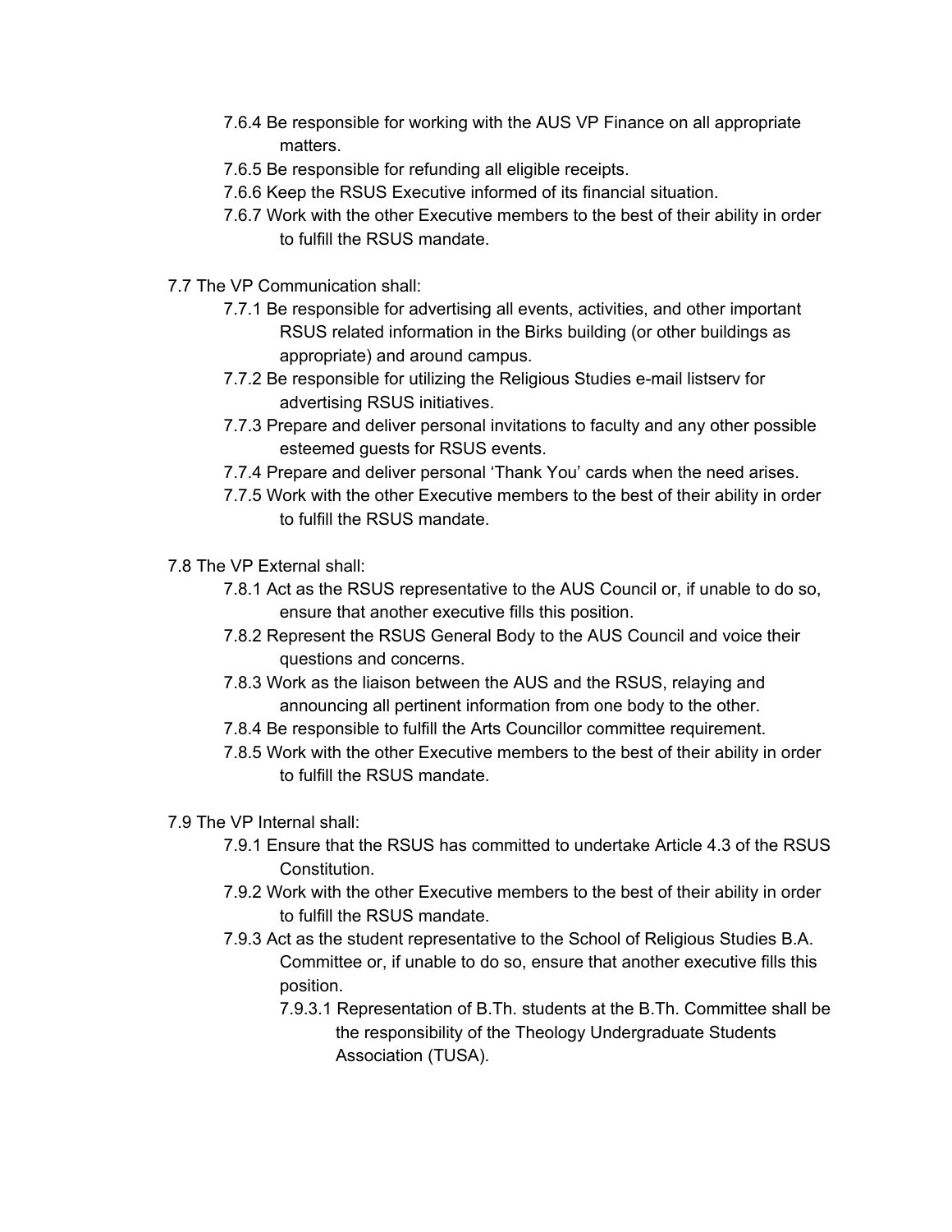- 7.6.4 Be responsible for working with the AUS VP Finance on all appropriate matters.
- 7.6.5 Be responsible for refunding all eligible receipts.
- 7.6.6 Keep the RSUS Executive informed of its financial situation.
- 7.6.7 Work with the other Executive members to the best of their ability in order to fulfill the RSUS mandate.

7.7 The VP Communication shall:

- 7.7.1 Be responsible for advertising all events, activities, and other important RSUS related information in the Birks building (or other buildings as appropriate) and around campus.
- 7.7.2 Be responsible for utilizing the Religious Studies e-mail listserv for advertising RSUS initiatives.
- 7.7.3 Prepare and deliver personal invitations to faculty and any other possible esteemed guests for RSUS events.
- 7.7.4 Prepare and deliver personal 'Thank You' cards when the need arises.
- 7.7.5 Work with the other Executive members to the best of their ability in order to fulfill the RSUS mandate.

7.8 The VP External shall:

- 7.8.1 Act as the RSUS representative to the AUS Council or, if unable to do so, ensure that another executive fills this position.
- 7.8.2 Represent the RSUS General Body to the AUS Council and voice their questions and concerns.
- 7.8.3 Work as the liaison between the AUS and the RSUS, relaying and announcing all pertinent information from one body to the other.
- 7.8.4 Be responsible to fulfill the Arts Councillor committee requirement.
- 7.8.5 Work with the other Executive members to the best of their ability in order to fulfill the RSUS mandate.

7.9 The VP Internal shall:

- 7.9.1 Ensure that the RSUS has committed to undertake Article 4.3 of the RSUS Constitution.
- 7.9.2 Work with the other Executive members to the best of their ability in order to fulfill the RSUS mandate.
- 7.9.3 Act as the student representative to the School of Religious Studies B.A. Committee or, if unable to do so, ensure that another executive fills this position.
  - 7.9.3.1 Representation of B.Th. students at the B.Th. Committee shall be the responsibility of the Theology Undergraduate Students Association (TUSA).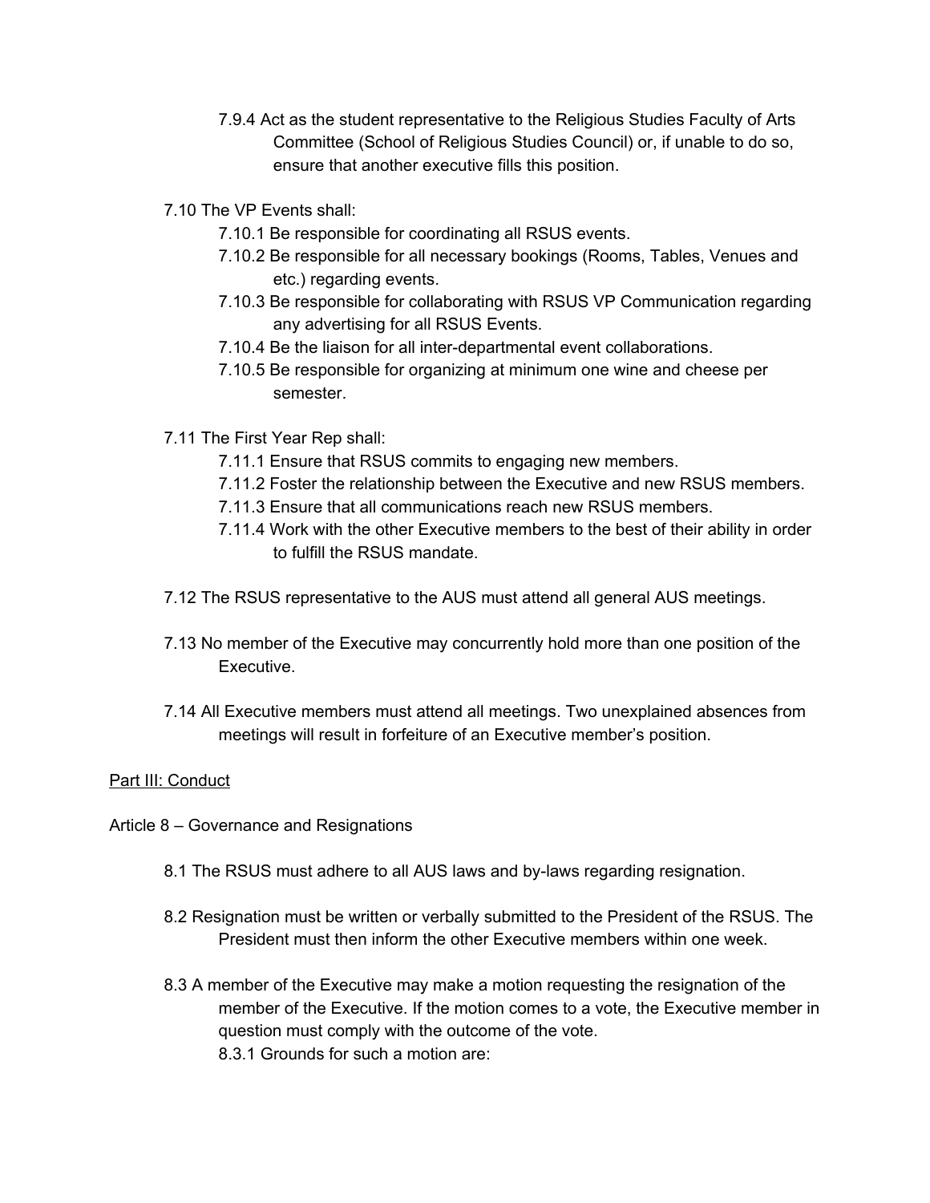7.9.4 Act as the student representative to the Religious Studies Faculty of Arts Committee (School of Religious Studies Council) or, if unable to do so, ensure that another executive fills this position.

7.10 The VP Events shall:

7.10.1 Be responsible for coordinating all RSUS events.

7.10.2 Be responsible for all necessary bookings (Rooms, Tables, Venues and etc.) regarding events.

7.10.3 Be responsible for collaborating with RSUS VP Communication regarding any advertising for all RSUS Events.

7.10.4 Be the liaison for all inter-departmental event collaborations.

7.10.5 Be responsible for organizing at minimum one wine and cheese per semester.

7.11 The First Year Rep shall:

7.11.1 Ensure that RSUS commits to engaging new members.

7.11.2 Foster the relationship between the Executive and new RSUS members.

7.11.3 Ensure that all communications reach new RSUS members.

7.11.4 Work with the other Executive members to the best of their ability in order to fulfill the RSUS mandate.

7.12 The RSUS representative to the AUS must attend all general AUS meetings.

7.13 No member of the Executive may concurrently hold more than one position of the Executive.

7.14 All Executive members must attend all meetings. Two unexplained absences from meetings will result in forfeiture of an Executive member's position.

## Part III: Conduct

### Article 8 – Governance and Resignations

8.1 The RSUS must adhere to all AUS laws and by-laws regarding resignation.

8.2 Resignation must be written or verbally submitted to the President of the RSUS. The President must then inform the other Executive members within one week.

8.3 A member of the Executive may make a motion requesting the resignation of the member of the Executive. If the motion comes to a vote, the Executive member in question must comply with the outcome of the vote.

8.3.1 Grounds for such a motion are: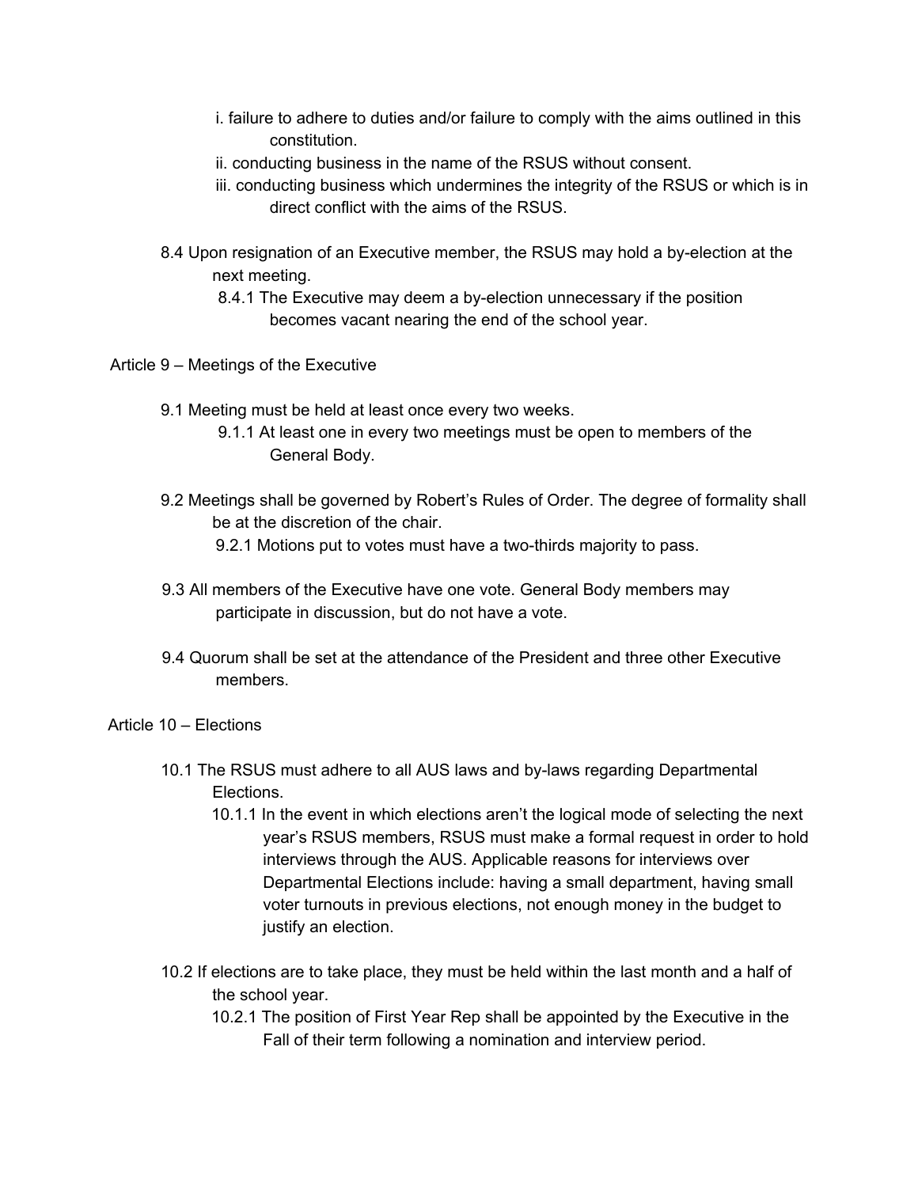i. failure to adhere to duties and/or failure to comply with the aims outlined in this constitution.

ii. conducting business in the name of the RSUS without consent.

iii. conducting business which undermines the integrity of the RSUS or which is in direct conflict with the aims of the RSUS.

8.4 Upon resignation of an Executive member, the RSUS may hold a by-election at the next meeting.

8.4.1 The Executive may deem a by-election unnecessary if the position becomes vacant nearing the end of the school year.

## Article 9 – Meetings of the Executive

9.1 Meeting must be held at least once every two weeks.

9.1.1 At least one in every two meetings must be open to members of the General Body.

9.2 Meetings shall be governed by Robert's Rules of Order. The degree of formality shall be at the discretion of the chair.

9.2.1 Motions put to votes must have a two-thirds majority to pass.

9.3 All members of the Executive have one vote. General Body members may participate in discussion, but do not have a vote.

9.4 Quorum shall be set at the attendance of the President and three other Executive members.

## Article 10 – Elections

10.1 The RSUS must adhere to all AUS laws and by-laws regarding Departmental Elections.

10.1.1 In the event in which elections aren't the logical mode of selecting the next year's RSUS members, RSUS must make a formal request in order to hold interviews through the AUS. Applicable reasons for interviews over Departmental Elections include: having a small department, having small voter turnouts in previous elections, not enough money in the budget to justify an election.

10.2 If elections are to take place, they must be held within the last month and a half of the school year.

10.2.1 The position of First Year Rep shall be appointed by the Executive in the Fall of their term following a nomination and interview period.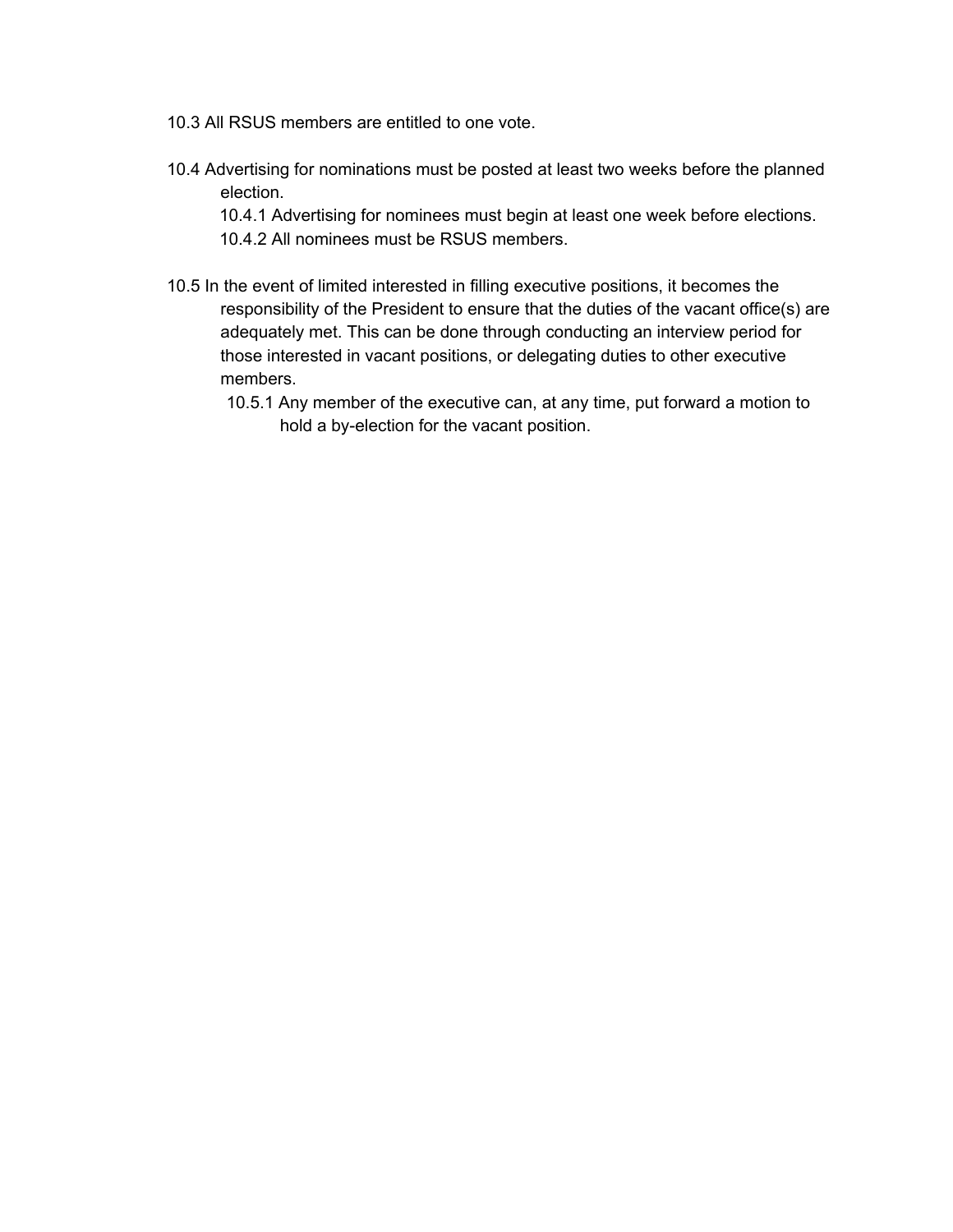10.3 All RSUS members are entitled to one vote.

10.4 Advertising for nominations must be posted at least two weeks before the planned election.

10.4.1 Advertising for nominees must begin at least one week before elections.

10.4.2 All nominees must be RSUS members.

10.5 In the event of limited interested in filling executive positions, it becomes the responsibility of the President to ensure that the duties of the vacant office(s) are adequately met. This can be done through conducting an interview period for those interested in vacant positions, or delegating duties to other executive members.

10.5.1 Any member of the executive can, at any time, put forward a motion to hold a by-election for the vacant position.